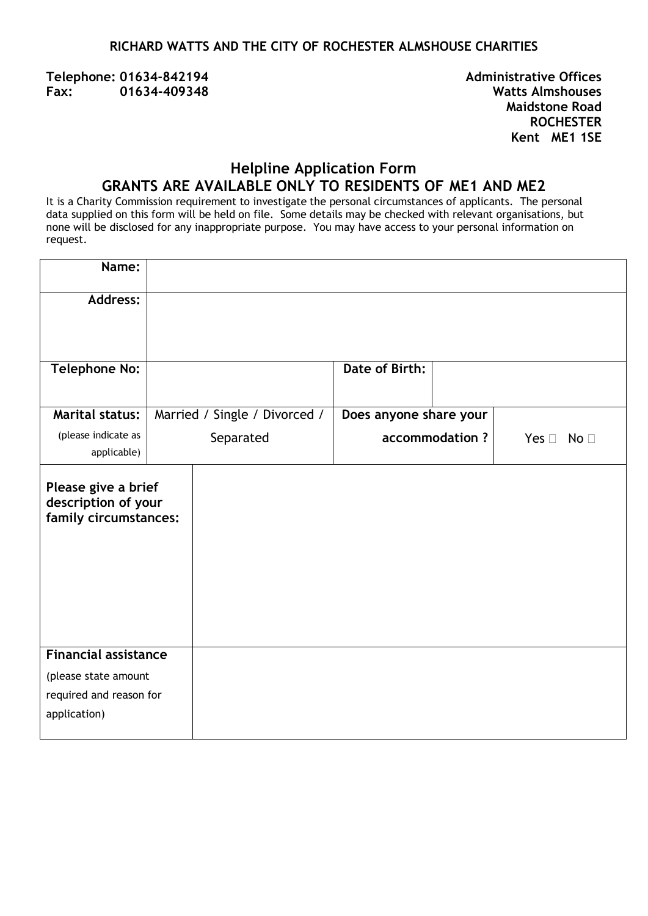**RICHARD WATTS AND THE CITY OF ROCHESTER ALMSHOUSE CHARITIES**

**Telephone: 01634-842194**
**Fax: 01634-409348**

**Administrative Offices**
**Watts Almshouses**
**Maidstone Road**
**ROCHESTER**
**Kent ME1 1SE**

## Helpline Application Form

## GRANTS ARE AVAILABLE ONLY TO RESIDENTS OF ME1 AND ME2

It is a Charity Commission requirement to investigate the personal circumstances of applicants. The personal data supplied on this form will be held on file. Some details may be checked with relevant organisations, but none will be disclosed for any inappropriate purpose. You may have access to your personal information on request.

| | | | |
|---|---|---|---|
| **Name:** | | | |
| **Address:** | | | |
| **Telephone No:** | | **Date of Birth:** | |
| **Marital status:** (please indicate as applicable) | Married / Single / Divorced / Separated | **Does anyone share your accommodation ?** | Yes ☐ No ☐ |
| **Please give a brief description of your family circumstances:** | | | |
| **Financial assistance** (please state amount required and reason for application) | | | |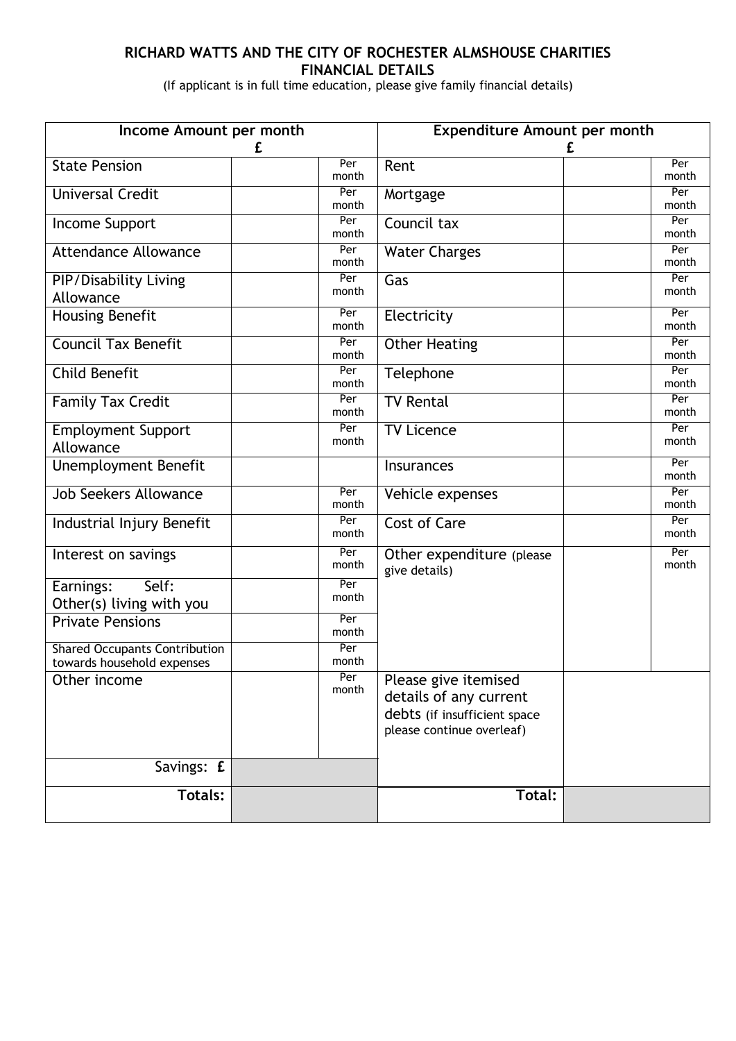**RICHARD WATTS AND THE CITY OF ROCHESTER ALMSHOUSE CHARITIES**
**FINANCIAL DETAILS**

(If applicant is in full time education, please give family financial details)

| Income Amount per month £ | | | Expenditure Amount per month £ | | |
|---|---|---|---|---|---|
| State Pension | | Per month | Rent | | Per month |
| Universal Credit | | Per month | Mortgage | | Per month |
| Income Support | | Per month | Council tax | | Per month |
| Attendance Allowance | | Per month | Water Charges | | Per month |
| PIP/Disability Living Allowance | | Per month | Gas | | Per month |
| Housing Benefit | | Per month | Electricity | | Per month |
| Council Tax Benefit | | Per month | Other Heating | | Per month |
| Child Benefit | | Per month | Telephone | | Per month |
| Family Tax Credit | | Per month | TV Rental | | Per month |
| Employment Support Allowance | | Per month | TV Licence | | Per month |
| Unemployment Benefit | | | Insurances | | Per month |
| Job Seekers Allowance | | Per month | Vehicle expenses | | Per month |
| Industrial Injury Benefit | | Per month | Cost of Care | | Per month |
| Interest on savings | | Per month | Other expenditure (please give details) | | Per month |
| Earnings: Self: Other(s) living with you | | Per month | | | |
| Private Pensions | | Per month | | | |
| Shared Occupants Contribution towards household expenses | | Per month | | | |
| Other income | | Per month | Please give itemised details of any current debts (if insufficient space please continue overleaf) | | |
| Savings: **£** | | | | | |
| **Totals:** | | | **Total:** | | |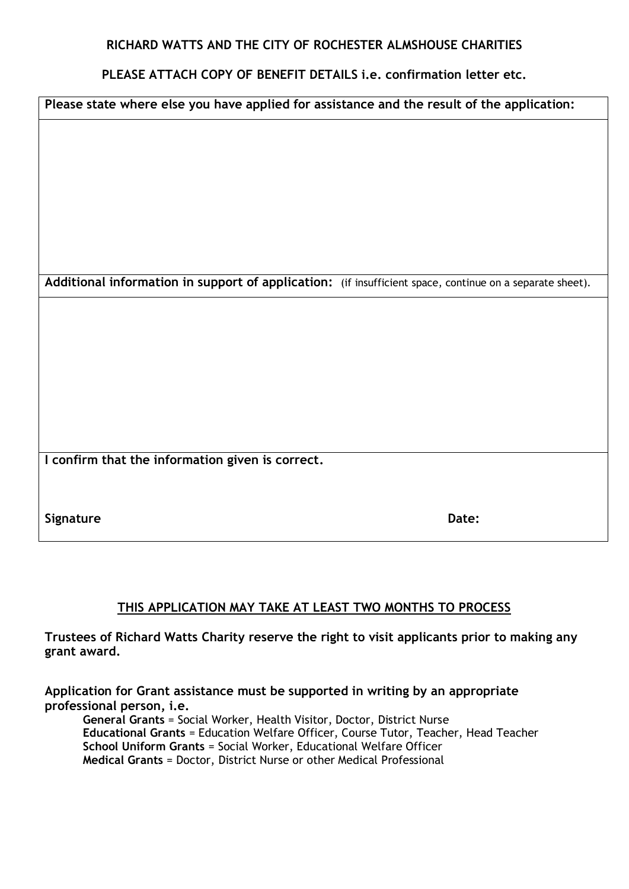**RICHARD WATTS AND THE CITY OF ROCHESTER ALMSHOUSE CHARITIES**

**PLEASE ATTACH COPY OF BENEFIT DETAILS i.e. confirmation letter etc.**

| **Please state where else you have applied for assistance and the result of the application:** | |
|---|---|
| | |
| **Additional information in support of application:** (if insufficient space, continue on a separate sheet). | |
| | |
| **I confirm that the information given is correct.** | |
| **Signature** | **Date:** |

**<u>THIS APPLICATION MAY TAKE AT LEAST TWO MONTHS TO PROCESS</u>**

**Trustees of Richard Watts Charity reserve the right to visit applicants prior to making any grant award.**

**Application for Grant assistance must be supported in writing by an appropriate professional person, i.e.**

- **General Grants** = Social Worker, Health Visitor, Doctor, District Nurse
- **Educational Grants** = Education Welfare Officer, Course Tutor, Teacher, Head Teacher
- **School Uniform Grants** = Social Worker, Educational Welfare Officer
- **Medical Grants** = Doctor, District Nurse or other Medical Professional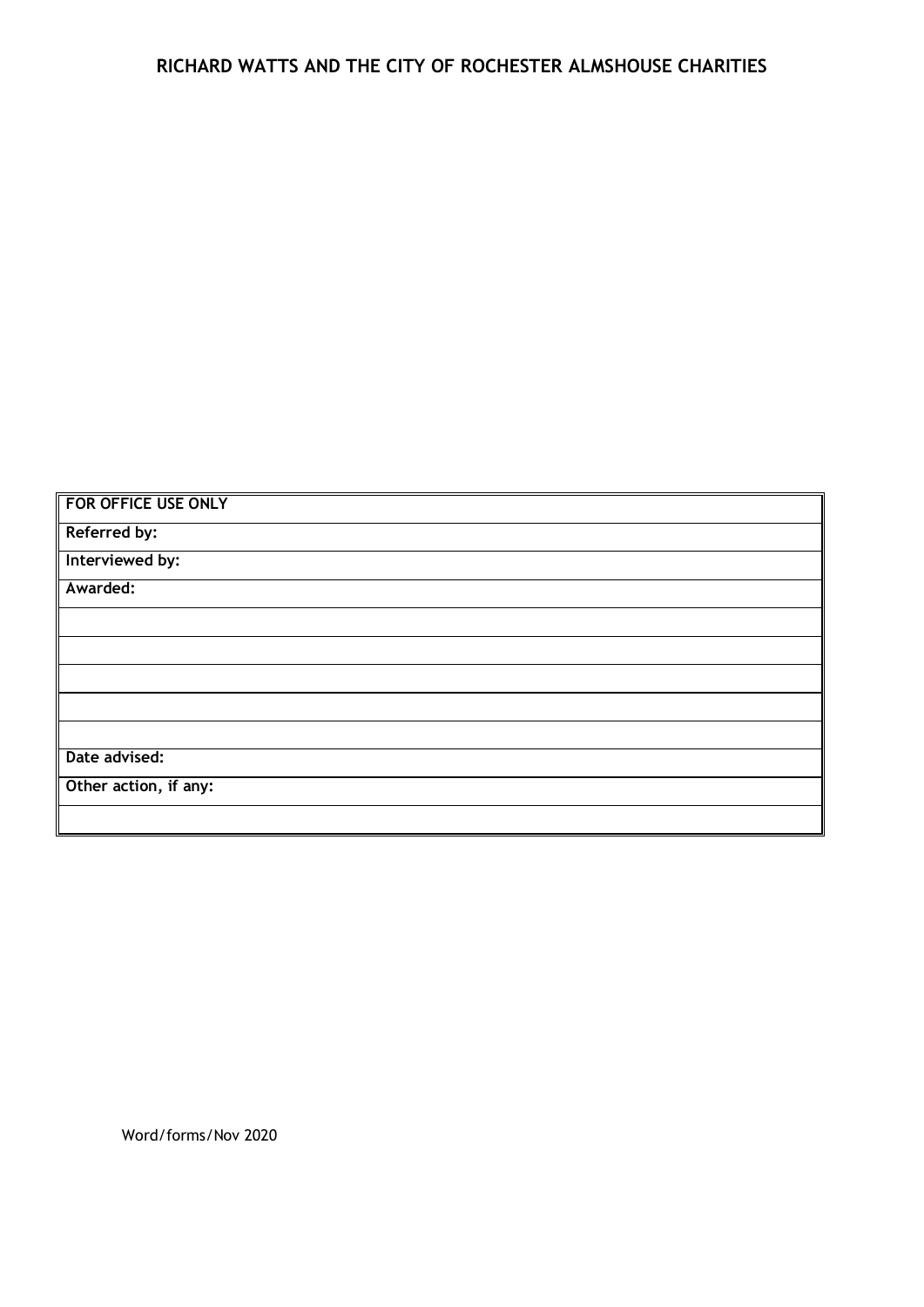# RICHARD WATTS AND THE CITY OF ROCHESTER ALMSHOUSE CHARITIES

| |
|---|
| **FOR OFFICE USE ONLY** |
| **Referred by:** |
| **Interviewed by:** |
| **Awarded:** |
| |
| |
| |
| |
| |
| **Date advised:** |
| **Other action, if any:** |
| |

Word/forms/Nov 2020